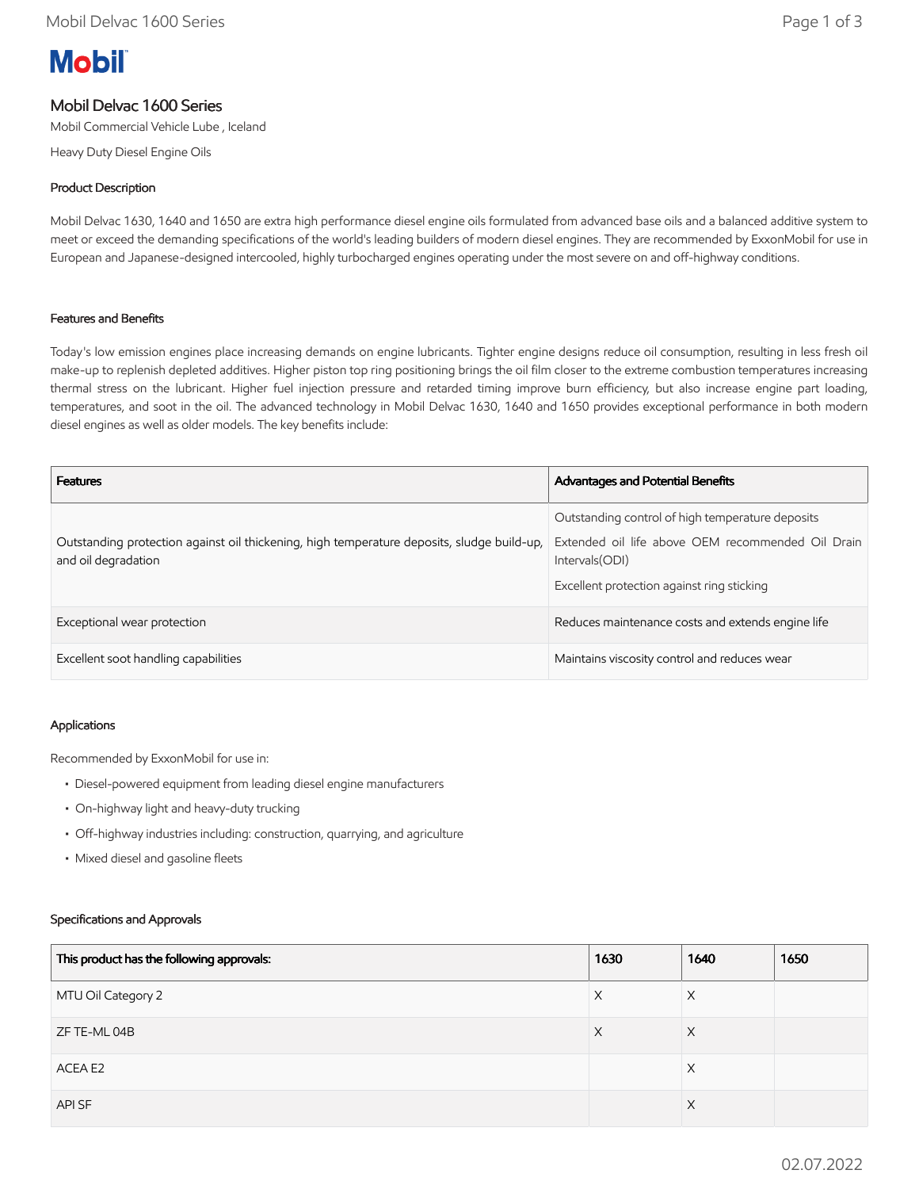# Mobil

## Mobil Delvac 1600 Series

Mobil Commercial Vehicle Lube , Iceland

Heavy Duty Diesel Engine Oils

### Product Description

Mobil Delvac 1630, 1640 and 1650 are extra high performance diesel engine oils formulated from advanced base oils and a balanced additive system to meet or exceed the demanding specifications of the world's leading builders of modern diesel engines. They are recommended by ExxonMobil for use in European and Japanese-designed intercooled, highly turbocharged engines operating under the most severe on and off-highway conditions.

### Features and Benefits

Today's low emission engines place increasing demands on engine lubricants. Tighter engine designs reduce oil consumption, resulting in less fresh oil make-up to replenish depleted additives. Higher piston top ring positioning brings the oil film closer to the extreme combustion temperatures increasing thermal stress on the lubricant. Higher fuel injection pressure and retarded timing improve burn efficiency, but also increase engine part loading, temperatures, and soot in the oil. The advanced technology in Mobil Delvac 1630, 1640 and 1650 provides exceptional performance in both modern diesel engines as well as older models. The key benefits include:

| Features | Advantages and Potential Benefits |
|---|---|
| Outstanding protection against oil thickening, high temperature deposits, sludge build-up, and oil degradation | Outstanding control of high temperature deposits<br>Extended oil life above OEM recommended Oil Drain Intervals(ODI)<br>Excellent protection against ring sticking |
| Exceptional wear protection | Reduces maintenance costs and extends engine life |
| Excellent soot handling capabilities | Maintains viscosity control and reduces wear |

### Applications

Recommended by ExxonMobil for use in:

- Diesel-powered equipment from leading diesel engine manufacturers
- On-highway light and heavy-duty trucking
- Off-highway industries including: construction, quarrying, and agriculture
- Mixed diesel and gasoline fleets

### Specifications and Approvals

| This product has the following approvals: | 1630 | 1640 | 1650 |
|---|---|---|---|
| MTU Oil Category 2 | X | X | |
| ZF TE-ML 04B | X | X | |
| ACEA E2 | | X | |
| API SF | | X | |

02.07.2022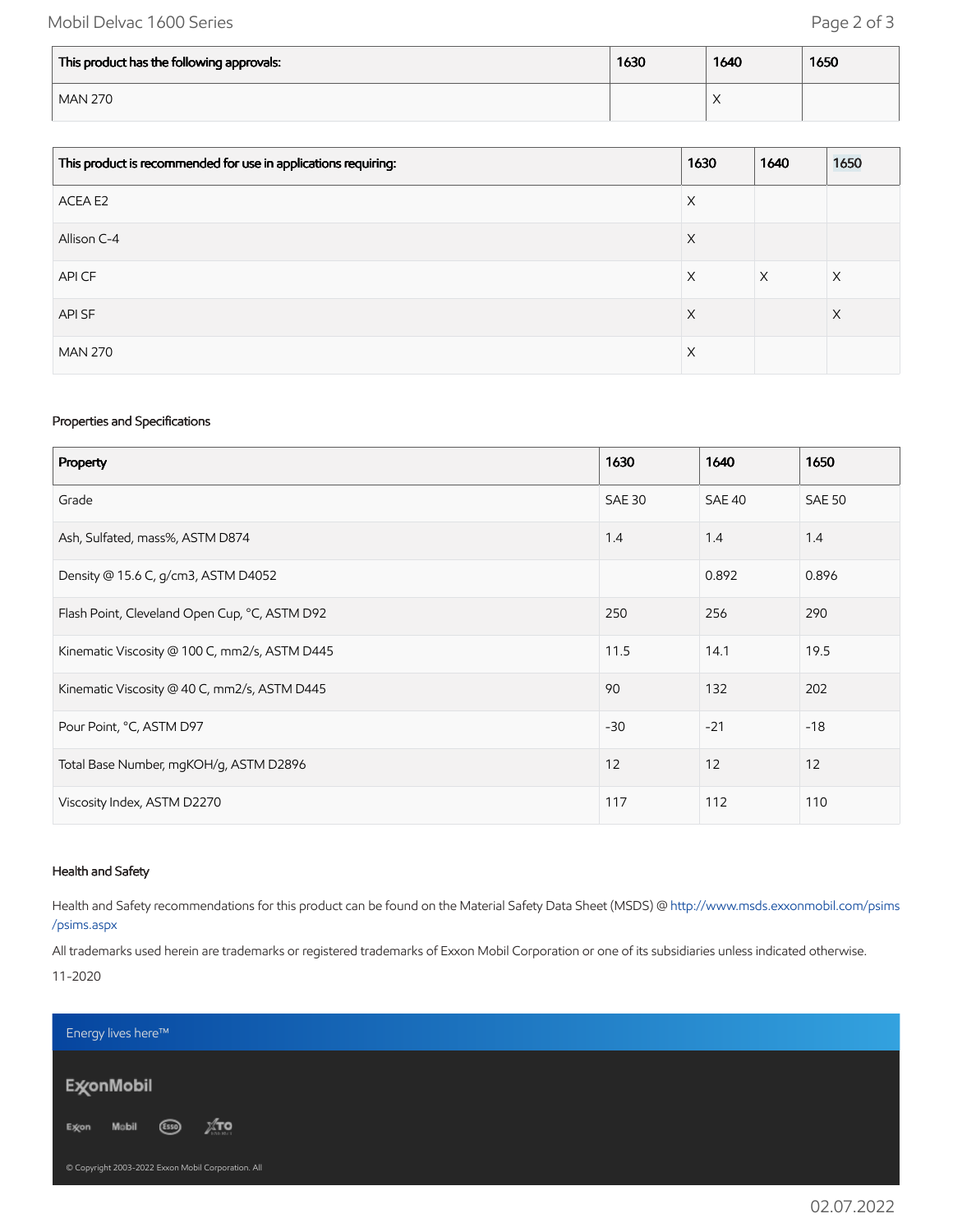| This product has the following approvals: | 1630 | 1640 | 1650 |
| --- | --- | --- | --- |
| MAN 270 | | X | |

| This product is recommended for use in applications requiring: | 1630 | 1640 | 1650 |
| --- | --- | --- | --- |
| ACEA E2 | X | | |
| Allison C-4 | X | | |
| API CF | X | X | X |
| API SF | X | | X |
| MAN 270 | X | | |

### Properties and Specifications

| Property | 1630 | 1640 | 1650 |
| --- | --- | --- | --- |
| Grade | SAE 30 | SAE 40 | SAE 50 |
| Ash, Sulfated, mass%, ASTM D874 | 1.4 | 1.4 | 1.4 |
| Density @ 15.6 C, g/cm3, ASTM D4052 | | 0.892 | 0.896 |
| Flash Point, Cleveland Open Cup, °C, ASTM D92 | 250 | 256 | 290 |
| Kinematic Viscosity @ 100 C, mm2/s, ASTM D445 | 11.5 | 14.1 | 19.5 |
| Kinematic Viscosity @ 40 C, mm2/s, ASTM D445 | 90 | 132 | 202 |
| Pour Point, °C, ASTM D97 | -30 | -21 | -18 |
| Total Base Number, mgKOH/g, ASTM D2896 | 12 | 12 | 12 |
| Viscosity Index, ASTM D2270 | 117 | 112 | 110 |

### Health and Safety

Health and Safety recommendations for this product can be found on the Material Safety Data Sheet (MSDS) @ http://www.msds.exxonmobil.com/psims/psims.aspx

All trademarks used herein are trademarks or registered trademarks of Exxon Mobil Corporation or one of its subsidiaries unless indicated otherwise.

11-2020

Energy lives here™

ExxonMobil

Exxon Mobil Esso XTO

© Copyright 2003-2022 Exxon Mobil Corporation. All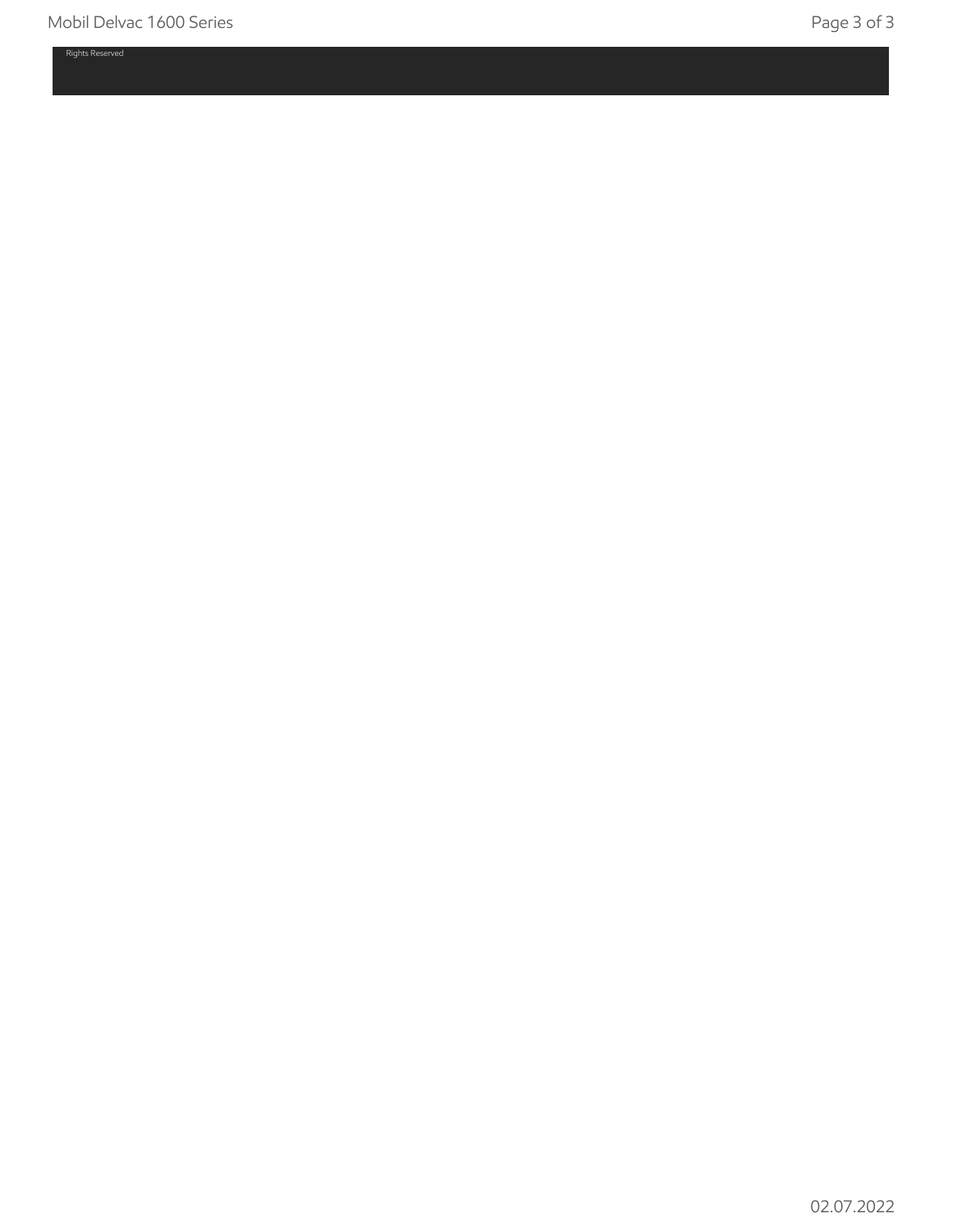Rights Reserved